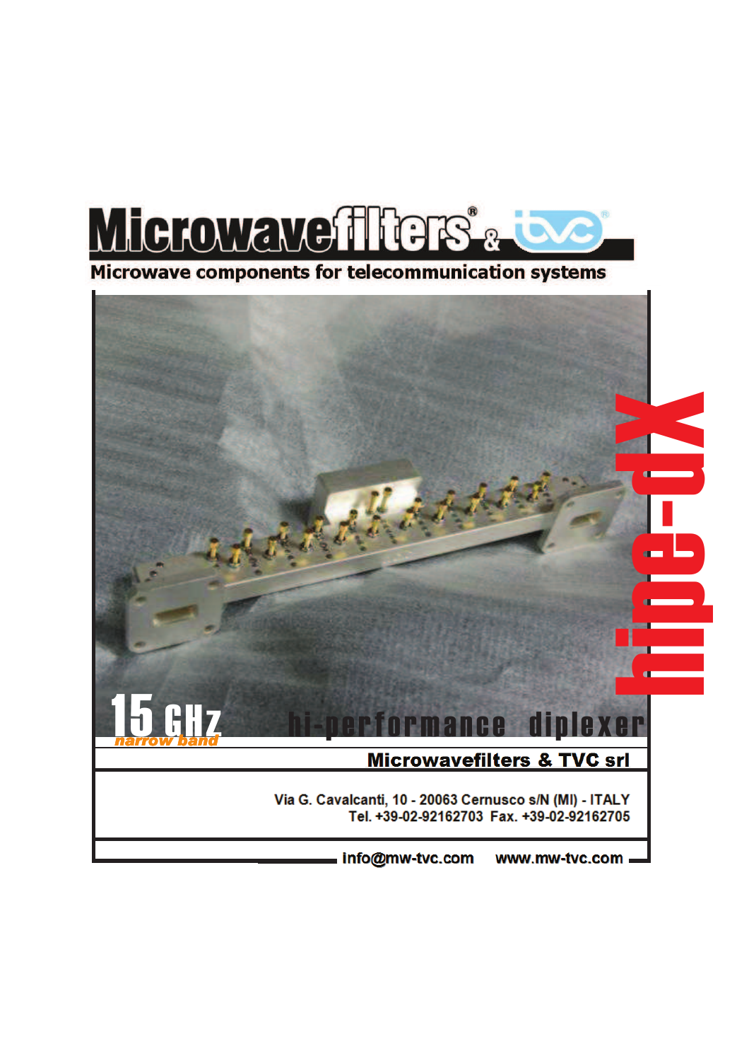# Microwavefilters® & tvc®

Microwave components for telecommunication systems

# hipe-dx

15 GHz

*narrow band*

hi-performance diplexer

**Microwavefilters & TVC srl**

Via G. Cavalcanti, 10 - 20063 Cernusco s/N (MI) - ITALY
Tel. +39-02-92162703 Fax. +39-02-92162705

info@mw-tvc.com www.mw-tvc.com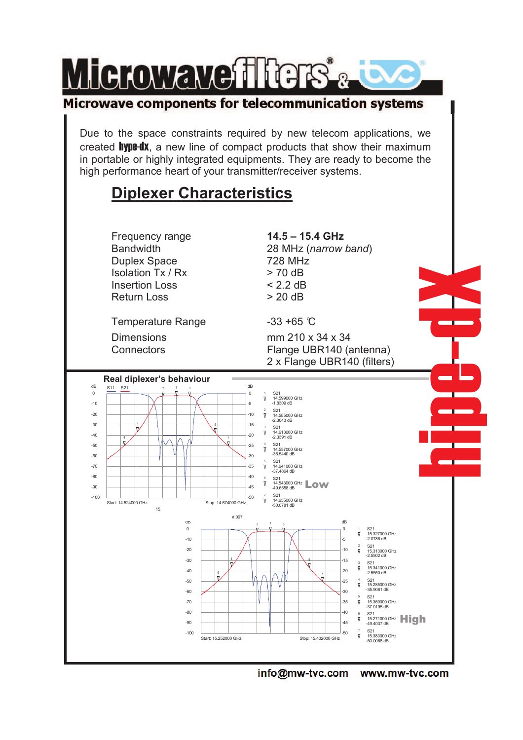# Microwavefilters® & tvc®

**Microwave components for telecommunication systems**

Due to the space constraints required by new telecom applications, we created **hype-dx**, a new line of compact products that show their maximum in portable or highly integrated equipments. They are ready to become the high performance heart of your transmitter/receiver systems.

## Diplexer Characteristics

| | |
|---|---|
| Frequency range | **14.5 – 15.4 GHz** |
| Bandwidth | 28 MHz (*narrow band*) |
| Duplex Space | 728 MHz |
| Isolation Tx / Rx | > 70 dB |
| Insertion Loss | < 2.2 dB |
| Return Loss | > 20 dB |
| Temperature Range | -33 +65 ℃ |
| Dimensions | mm 210 x 34 x 34 |
| Connectors | Flange UBR140 (antenna) |
| | 2 x Flange UBR140 (filters) |

hipe-dx

**Real diplexer's behaviour**

dB
S11 S21
0
-10
-20
-30
-40
-50
-60
-70
-80
-90
-100
Start: 14.524000 GHz
Stop: 14.674000 GHz
15

dB
0
-5
-10
-15
-20
-25
-30
-35
-40
-45
-50

1 S21 14.599000 GHz -1.8309 dB
2 S21 14.585000 GHz -2.3043 dB
3 S21 14.613000 GHz -2.3391 dB
4 S21 14.557000 GHz -36.5440 dB
5 S21 14.641000 GHz -37.4864 dB
6 S21 14.543000 GHz -49.6558 dB
7 S21 14.655000 GHz -50.0781 dB

Low

dB
0
-10
-20
-30
-40
-50
-60
-70
-80
-90
-100
Start: 15.252000 GHz
Stop: 15.402000 GHz

dB
0
-5
-10
-15
-20
-25
-30
-35
-40
-45
-50

1 S21 15.327000 GHz -2.0788 dB
2 S21 15.313000 GHz -2.5502 dB
3 S21 15.341000 GHz -2.5550 dB
4 S21 15.285000 GHz -35.9061 dB
5 S21 15.369000 GHz -37.0195 dB
6 S21 15.271000 GHz -49.4037 dB
7 S21 15.383000 GHz -50.0068 dB

High

info@mw-tvc.com www.mw-tvc.com